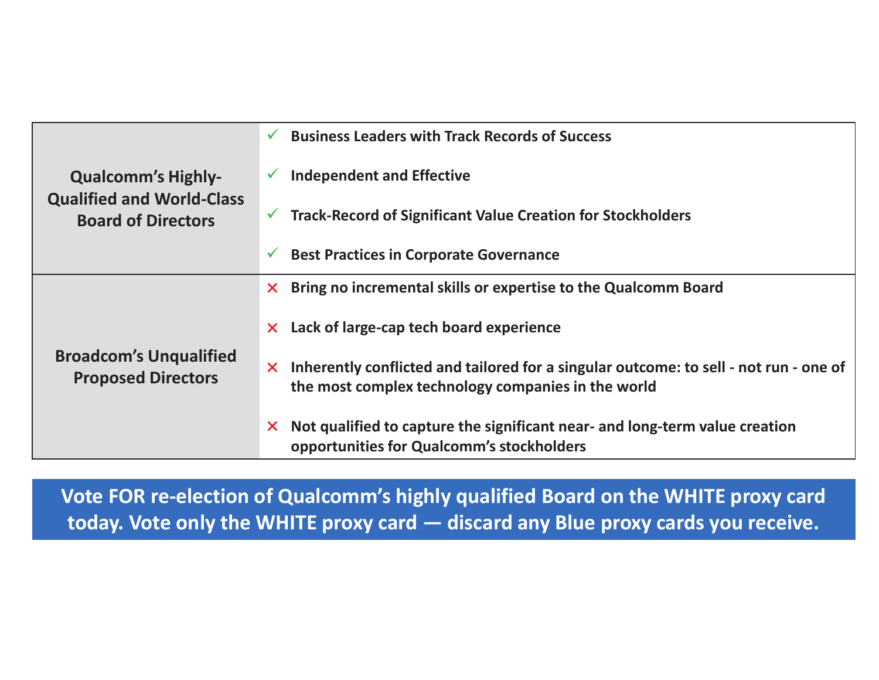| | |
|---|---|
| **Qualcomm's Highly-Qualified and World-Class Board of Directors** | ✓ **Business Leaders with Track Records of Success**<br>✓ **Independent and Effective**<br>✓ **Track-Record of Significant Value Creation for Stockholders**<br>✓ **Best Practices in Corporate Governance** |
| **Broadcom's Unqualified Proposed Directors** | ✕ **Bring no incremental skills or expertise to the Qualcomm Board**<br>✕ **Lack of large-cap tech board experience**<br>✕ **Inherently conflicted and tailored for a singular outcome: to sell - not run - one of the most complex technology companies in the world**<br>✕ **Not qualified to capture the significant near- and long-term value creation opportunities for Qualcomm's stockholders** |

**Vote FOR re-election of Qualcomm's highly qualified Board on the WHITE proxy card today. Vote only the WHITE proxy card — discard any Blue proxy cards you receive.**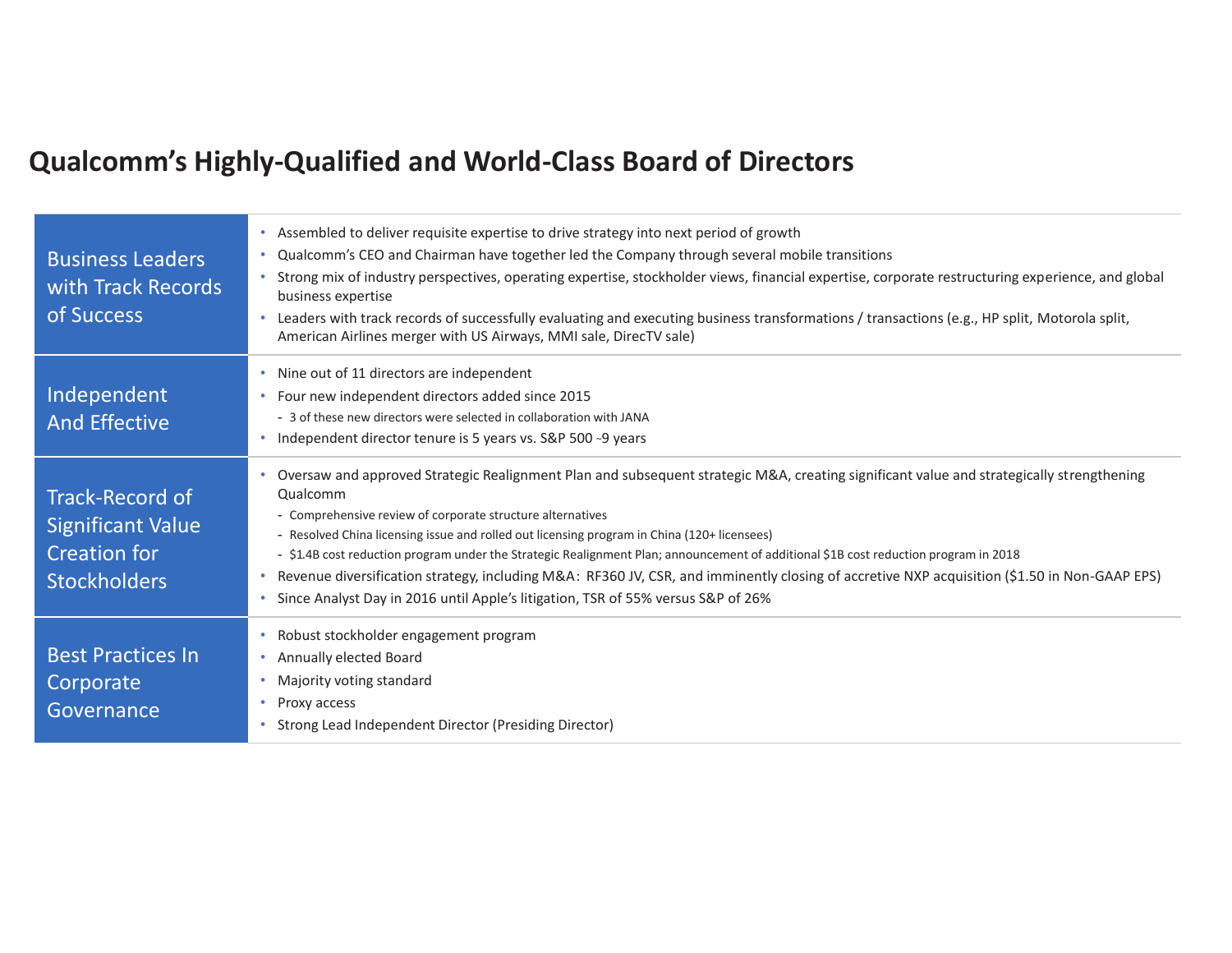# Qualcomm's Highly-Qualified and World-Class Board of Directors

| | |
|---|---|
| Business Leaders with Track Records of Success | • Assembled to deliver requisite expertise to drive strategy into next period of growth<br>• Qualcomm's CEO and Chairman have together led the Company through several mobile transitions<br>• Strong mix of industry perspectives, operating expertise, stockholder views, financial expertise, corporate restructuring experience, and global business expertise<br>• Leaders with track records of successfully evaluating and executing business transformations / transactions (e.g., HP split, Motorola split, American Airlines merger with US Airways, MMI sale, DirecTV sale) |
| Independent And Effective | • Nine out of 11 directors are independent<br>• Four new independent directors added since 2015<br>- 3 of these new directors were selected in collaboration with JANA<br>• Independent director tenure is 5 years vs. S&P 500 ~9 years |
| Track-Record of Significant Value Creation for Stockholders | • Oversaw and approved Strategic Realignment Plan and subsequent strategic M&A, creating significant value and strategically strengthening Qualcomm<br>- Comprehensive review of corporate structure alternatives<br>- Resolved China licensing issue and rolled out licensing program in China (120+ licensees)<br>- $1.4B cost reduction program under the Strategic Realignment Plan; announcement of additional $1B cost reduction program in 2018<br>• Revenue diversification strategy, including M&A: RF360 JV, CSR, and imminently closing of accretive NXP acquisition ($1.50 in Non-GAAP EPS)<br>• Since Analyst Day in 2016 until Apple's litigation, TSR of 55% versus S&P of 26% |
| Best Practices In Corporate Governance | • Robust stockholder engagement program<br>• Annually elected Board<br>• Majority voting standard<br>• Proxy access<br>• Strong Lead Independent Director (Presiding Director) |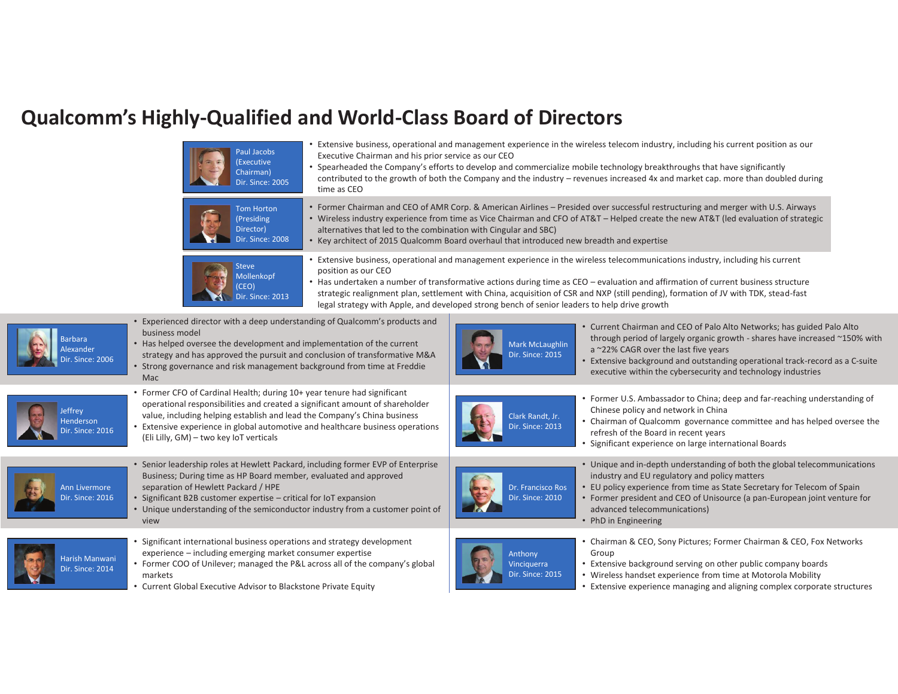# Qualcomm's Highly-Qualified and World-Class Board of Directors

**Paul Jacobs (Executive Chairman)**
Dir. Since: 2005

- Extensive business, operational and management experience in the wireless telecom industry, including his current position as our Executive Chairman and his prior service as our CEO
- Spearheaded the Company's efforts to develop and commercialize mobile technology breakthroughs that have significantly contributed to the growth of both the Company and the industry – revenues increased 4x and market cap. more than doubled during time as CEO

**Tom Horton (Presiding Director)**
Dir. Since: 2008

- Former Chairman and CEO of AMR Corp. & American Airlines – Presided over successful restructuring and merger with U.S. Airways
- Wireless industry experience from time as Vice Chairman and CFO of AT&T – Helped create the new AT&T (led evaluation of strategic alternatives that led to the combination with Cingular and SBC)
- Key architect of 2015 Qualcomm Board overhaul that introduced new breadth and expertise

**Steve Mollenkopf (CEO)**
Dir. Since: 2013

- Extensive business, operational and management experience in the wireless telecommunications industry, including his current position as our CEO
- Has undertaken a number of transformative actions during time as CEO – evaluation and affirmation of current business structure strategic realignment plan, settlement with China, acquisition of CSR and NXP (still pending), formation of JV with TDK, stead-fast legal strategy with Apple, and developed strong bench of senior leaders to help drive growth

**Barbara Alexander**
Dir. Since: 2006

- Experienced director with a deep understanding of Qualcomm's products and business model
- Has helped oversee the development and implementation of the current strategy and has approved the pursuit and conclusion of transformative M&A
- Strong governance and risk management background from time at Freddie Mac

**Jeffrey Henderson**
Dir. Since: 2016

- Former CFO of Cardinal Health; during 10+ year tenure had significant operational responsibilities and created a significant amount of shareholder value, including helping establish and lead the Company's China business
- Extensive experience in global automotive and healthcare business operations (Eli Lilly, GM) – two key IoT verticals

**Ann Livermore**
Dir. Since: 2016

- Senior leadership roles at Hewlett Packard, including former EVP of Enterprise Business; During time as HP Board member, evaluated and approved separation of Hewlett Packard / HPE
- Significant B2B customer expertise – critical for IoT expansion
- Unique understanding of the semiconductor industry from a customer point of view

**Harish Manwani**
Dir. Since: 2014

- Significant international business operations and strategy development experience – including emerging market consumer expertise
- Former COO of Unilever; managed the P&L across all of the company's global markets
- Current Global Executive Advisor to Blackstone Private Equity

**Mark McLaughlin**
Dir. Since: 2015

- Current Chairman and CEO of Palo Alto Networks; has guided Palo Alto through period of largely organic growth - shares have increased ~150% with a ~22% CAGR over the last five years
- Extensive background and outstanding operational track-record as a C-suite executive within the cybersecurity and technology industries

**Clark Randt, Jr.**
Dir. Since: 2013

- Former U.S. Ambassador to China; deep and far-reaching understanding of Chinese policy and network in China
- Chairman of Qualcomm governance committee and has helped oversee the refresh of the Board in recent years
- Significant experience on large international Boards

**Dr. Francisco Ros**
Dir. Since: 2010

- Unique and in-depth understanding of both the global telecommunications industry and EU regulatory and policy matters
- EU policy experience from time as State Secretary for Telecom of Spain
- Former president and CEO of Unisource (a pan-European joint venture for advanced telecommunications)
- PhD in Engineering

**Anthony Vinciquerra**
Dir. Since: 2015

- Chairman & CEO, Sony Pictures; Former Chairman & CEO, Fox Networks Group
- Extensive background serving on other public company boards
- Wireless handset experience from time at Motorola Mobility
- Extensive experience managing and aligning complex corporate structures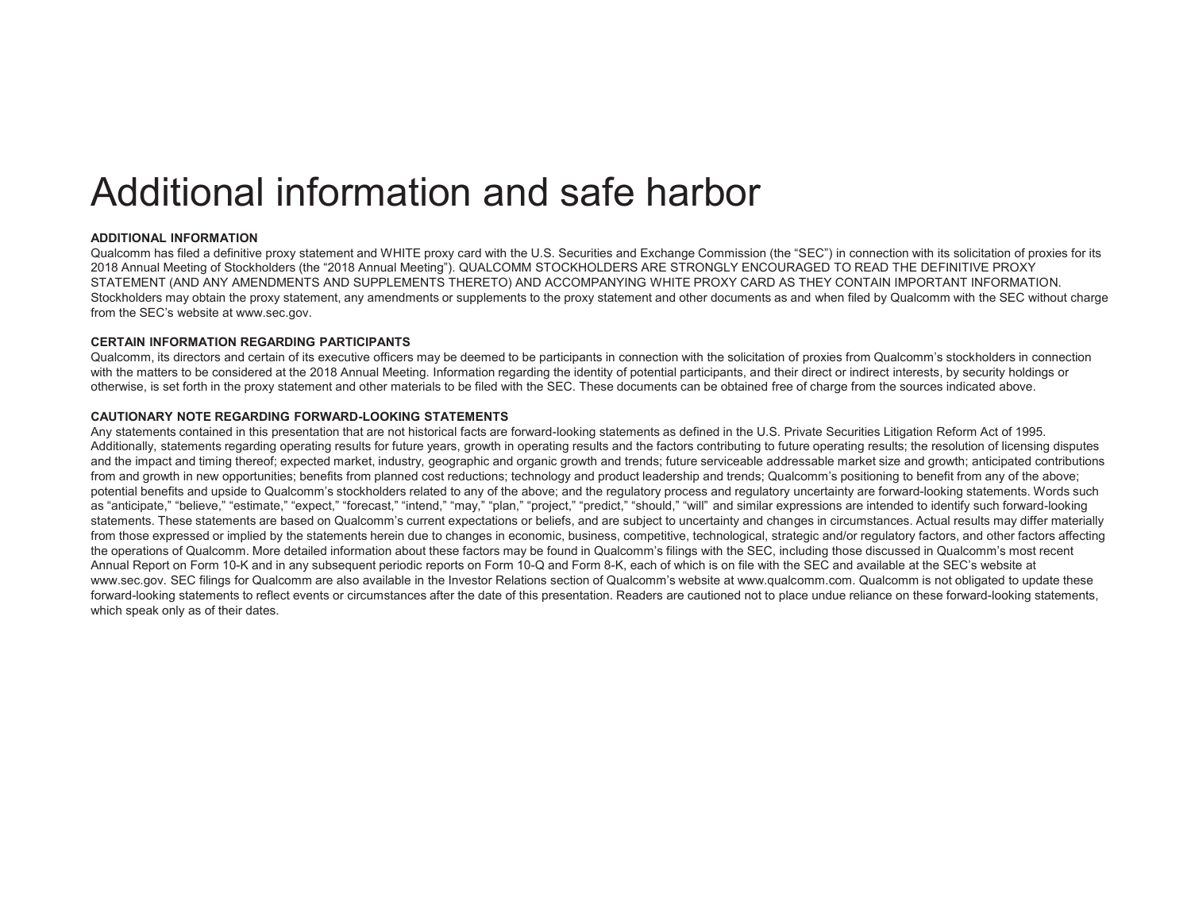# Additional information and safe harbor

**ADDITIONAL INFORMATION**

Qualcomm has filed a definitive proxy statement and WHITE proxy card with the U.S. Securities and Exchange Commission (the "SEC") in connection with its solicitation of proxies for its 2018 Annual Meeting of Stockholders (the "2018 Annual Meeting"). QUALCOMM STOCKHOLDERS ARE STRONGLY ENCOURAGED TO READ THE DEFINITIVE PROXY STATEMENT (AND ANY AMENDMENTS AND SUPPLEMENTS THERETO) AND ACCOMPANYING WHITE PROXY CARD AS THEY CONTAIN IMPORTANT INFORMATION. Stockholders may obtain the proxy statement, any amendments or supplements to the proxy statement and other documents as and when filed by Qualcomm with the SEC without charge from the SEC's website at www.sec.gov.

**CERTAIN INFORMATION REGARDING PARTICIPANTS**

Qualcomm, its directors and certain of its executive officers may be deemed to be participants in connection with the solicitation of proxies from Qualcomm's stockholders in connection with the matters to be considered at the 2018 Annual Meeting. Information regarding the identity of potential participants, and their direct or indirect interests, by security holdings or otherwise, is set forth in the proxy statement and other materials to be filed with the SEC. These documents can be obtained free of charge from the sources indicated above.

**CAUTIONARY NOTE REGARDING FORWARD-LOOKING STATEMENTS**

Any statements contained in this presentation that are not historical facts are forward-looking statements as defined in the U.S. Private Securities Litigation Reform Act of 1995. Additionally, statements regarding operating results for future years, growth in operating results and the factors contributing to future operating results; the resolution of licensing disputes and the impact and timing thereof; expected market, industry, geographic and organic growth and trends; future serviceable addressable market size and growth; anticipated contributions from and growth in new opportunities; benefits from planned cost reductions; technology and product leadership and trends; Qualcomm's positioning to benefit from any of the above; potential benefits and upside to Qualcomm's stockholders related to any of the above; and the regulatory process and regulatory uncertainty are forward-looking statements. Words such as "anticipate," "believe," "estimate," "expect," "forecast," "intend," "may," "plan," "project," "predict," "should," "will" and similar expressions are intended to identify such forward-looking statements. These statements are based on Qualcomm's current expectations or beliefs, and are subject to uncertainty and changes in circumstances. Actual results may differ materially from those expressed or implied by the statements herein due to changes in economic, business, competitive, technological, strategic and/or regulatory factors, and other factors affecting the operations of Qualcomm. More detailed information about these factors may be found in Qualcomm's filings with the SEC, including those discussed in Qualcomm's most recent Annual Report on Form 10-K and in any subsequent periodic reports on Form 10-Q and Form 8-K, each of which is on file with the SEC and available at the SEC's website at www.sec.gov. SEC filings for Qualcomm are also available in the Investor Relations section of Qualcomm's website at www.qualcomm.com. Qualcomm is not obligated to update these forward-looking statements to reflect events or circumstances after the date of this presentation. Readers are cautioned not to place undue reliance on these forward-looking statements, which speak only as of their dates.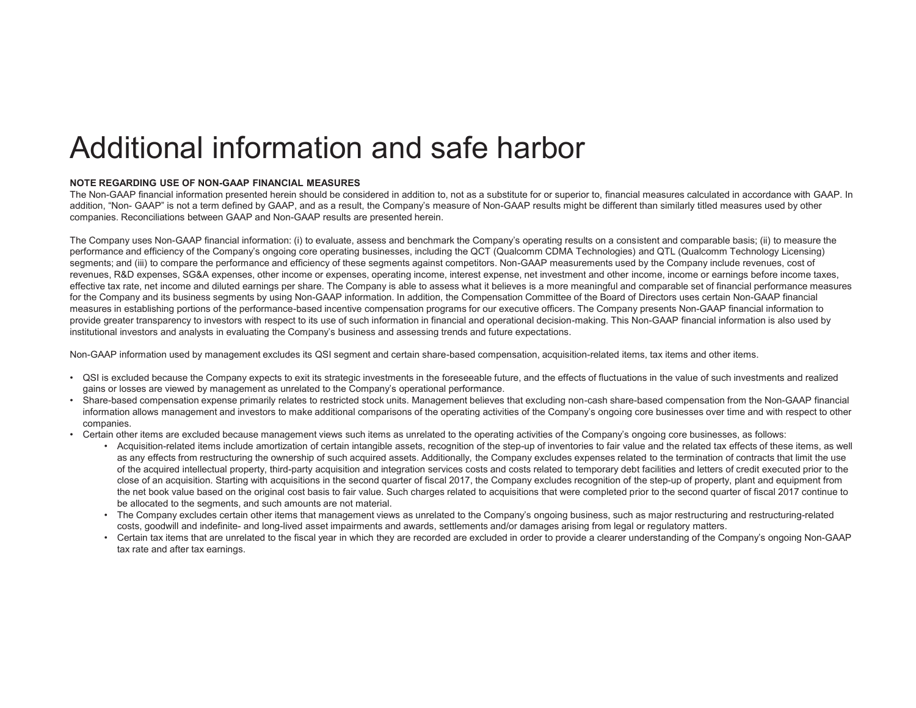# Additional information and safe harbor

**NOTE REGARDING USE OF NON-GAAP FINANCIAL MEASURES**

The Non-GAAP financial information presented herein should be considered in addition to, not as a substitute for or superior to, financial measures calculated in accordance with GAAP. In addition, "Non- GAAP" is not a term defined by GAAP, and as a result, the Company's measure of Non-GAAP results might be different than similarly titled measures used by other companies. Reconciliations between GAAP and Non-GAAP results are presented herein.

The Company uses Non-GAAP financial information: (i) to evaluate, assess and benchmark the Company's operating results on a consistent and comparable basis; (ii) to measure the performance and efficiency of the Company's ongoing core operating businesses, including the QCT (Qualcomm CDMA Technologies) and QTL (Qualcomm Technology Licensing) segments; and (iii) to compare the performance and efficiency of these segments against competitors. Non-GAAP measurements used by the Company include revenues, cost of revenues, R&D expenses, SG&A expenses, other income or expenses, operating income, interest expense, net investment and other income, income or earnings before income taxes, effective tax rate, net income and diluted earnings per share. The Company is able to assess what it believes is a more meaningful and comparable set of financial performance measures for the Company and its business segments by using Non-GAAP information. In addition, the Compensation Committee of the Board of Directors uses certain Non-GAAP financial measures in establishing portions of the performance-based incentive compensation programs for our executive officers. The Company presents Non-GAAP financial information to provide greater transparency to investors with respect to its use of such information in financial and operational decision-making. This Non-GAAP financial information is also used by institutional investors and analysts in evaluating the Company's business and assessing trends and future expectations.

Non-GAAP information used by management excludes its QSI segment and certain share-based compensation, acquisition-related items, tax items and other items.

- QSI is excluded because the Company expects to exit its strategic investments in the foreseeable future, and the effects of fluctuations in the value of such investments and realized gains or losses are viewed by management as unrelated to the Company's operational performance.
- Share-based compensation expense primarily relates to restricted stock units. Management believes that excluding non-cash share-based compensation from the Non-GAAP financial information allows management and investors to make additional comparisons of the operating activities of the Company's ongoing core businesses over time and with respect to other companies.
- Certain other items are excluded because management views such items as unrelated to the operating activities of the Company's ongoing core businesses, as follows:
  - Acquisition-related items include amortization of certain intangible assets, recognition of the step-up of inventories to fair value and the related tax effects of these items, as well as any effects from restructuring the ownership of such acquired assets. Additionally, the Company excludes expenses related to the termination of contracts that limit the use of the acquired intellectual property, third-party acquisition and integration services costs and costs related to temporary debt facilities and letters of credit executed prior to the close of an acquisition. Starting with acquisitions in the second quarter of fiscal 2017, the Company excludes recognition of the step-up of property, plant and equipment from the net book value based on the original cost basis to fair value. Such charges related to acquisitions that were completed prior to the second quarter of fiscal 2017 continue to be allocated to the segments, and such amounts are not material.
  - The Company excludes certain other items that management views as unrelated to the Company's ongoing business, such as major restructuring and restructuring-related costs, goodwill and indefinite- and long-lived asset impairments and awards, settlements and/or damages arising from legal or regulatory matters.
  - Certain tax items that are unrelated to the fiscal year in which they are recorded are excluded in order to provide a clearer understanding of the Company's ongoing Non-GAAP tax rate and after tax earnings.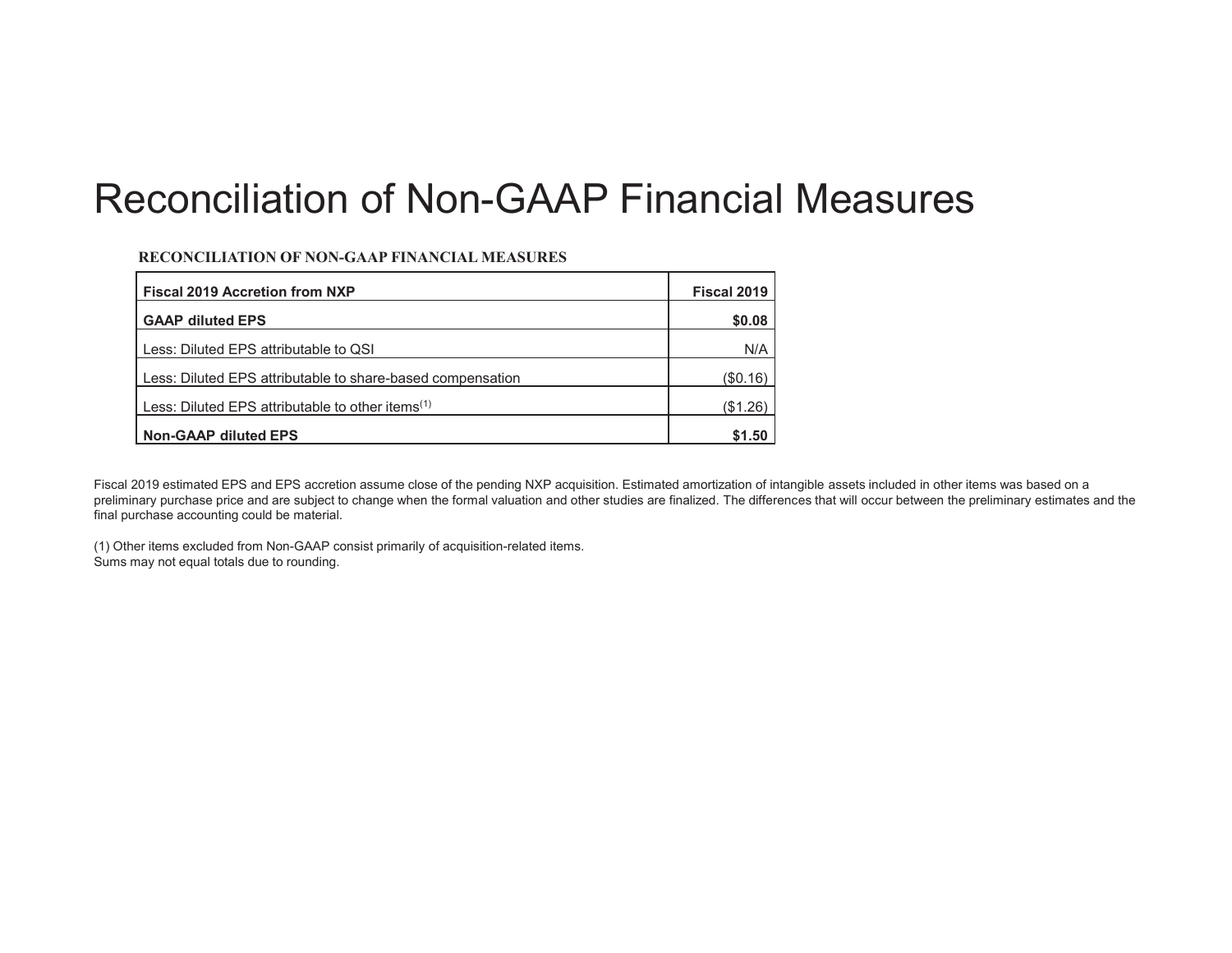# Reconciliation of Non-GAAP Financial Measures

**RECONCILIATION OF NON-GAAP FINANCIAL MEASURES**

| **Fiscal 2019 Accretion from NXP** | **Fiscal 2019** |
|---|---|
| **GAAP diluted EPS** | **$0.08** |
| Less: Diluted EPS attributable to QSI | N/A |
| Less: Diluted EPS attributable to share-based compensation | ($0.16) |
| Less: Diluted EPS attributable to other items[(1)] | ($1.26) |
| **Non-GAAP diluted EPS** | **$1.50** |

Fiscal 2019 estimated EPS and EPS accretion assume close of the pending NXP acquisition. Estimated amortization of intangible assets included in other items was based on a preliminary purchase price and are subject to change when the formal valuation and other studies are finalized. The differences that will occur between the preliminary estimates and the final purchase accounting could be material.

(1) Other items excluded from Non-GAAP consist primarily of acquisition-related items.
Sums may not equal totals due to rounding.